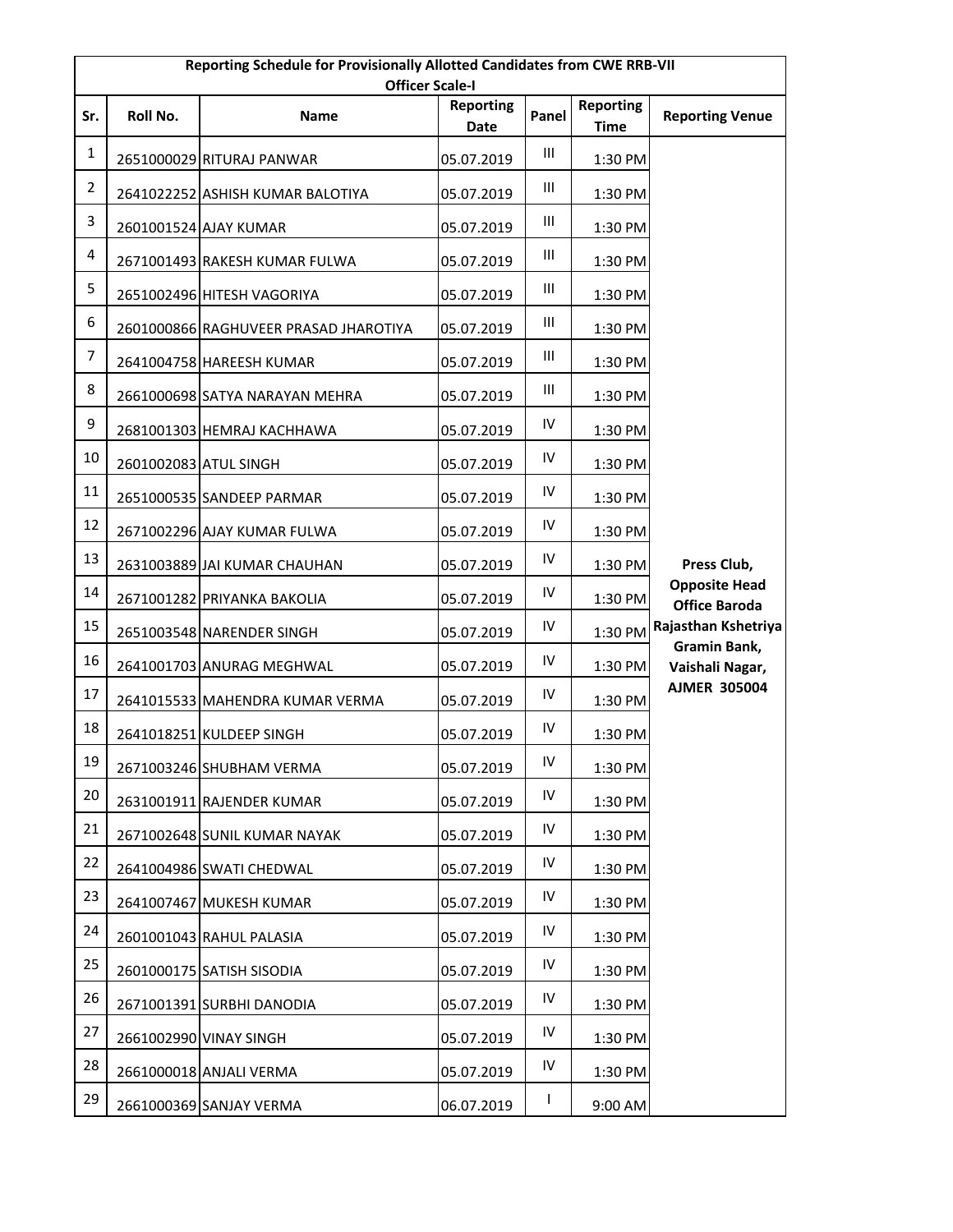| Reporting Schedule for Provisionally Allotted Candidates from CWE RRB-VII Officer Scale-I | | | | | | |
|---|---|---|---|---|---|---|
| **Sr.** | **Roll No.** | **Name** | **Reporting Date** | **Panel** | **Reporting Time** | **Reporting Venue** |
| 1 | 2651000029 | RITURAJ PANWAR | 05.07.2019 | III | 1:30 PM | **Press Club, Opposite Head Office Baroda Rajasthan Kshetriya Gramin Bank, Vaishali Nagar, AJMER 305004** |
| 2 | 2641022252 | ASHISH KUMAR BALOTIYA | 05.07.2019 | III | 1:30 PM | |
| 3 | 2601001524 | AJAY KUMAR | 05.07.2019 | III | 1:30 PM | |
| 4 | 2671001493 | RAKESH KUMAR FULWA | 05.07.2019 | III | 1:30 PM | |
| 5 | 2651002496 | HITESH VAGORIYA | 05.07.2019 | III | 1:30 PM | |
| 6 | 2601000866 | RAGHUVEER PRASAD JHAROTIYA | 05.07.2019 | III | 1:30 PM | |
| 7 | 2641004758 | HAREESH KUMAR | 05.07.2019 | III | 1:30 PM | |
| 8 | 2661000698 | SATYA NARAYAN MEHRA | 05.07.2019 | III | 1:30 PM | |
| 9 | 2681001303 | HEMRAJ KACHHAWA | 05.07.2019 | IV | 1:30 PM | |
| 10 | 2601002083 | ATUL SINGH | 05.07.2019 | IV | 1:30 PM | |
| 11 | 2651000535 | SANDEEP PARMAR | 05.07.2019 | IV | 1:30 PM | |
| 12 | 2671002296 | AJAY KUMAR FULWA | 05.07.2019 | IV | 1:30 PM | |
| 13 | 2631003889 | JAI KUMAR CHAUHAN | 05.07.2019 | IV | 1:30 PM | |
| 14 | 2671001282 | PRIYANKA BAKOLIA | 05.07.2019 | IV | 1:30 PM | |
| 15 | 2651003548 | NARENDER SINGH | 05.07.2019 | IV | 1:30 PM | |
| 16 | 2641001703 | ANURAG MEGHWAL | 05.07.2019 | IV | 1:30 PM | |
| 17 | 2641015533 | MAHENDRA KUMAR VERMA | 05.07.2019 | IV | 1:30 PM | |
| 18 | 2641018251 | KULDEEP SINGH | 05.07.2019 | IV | 1:30 PM | |
| 19 | 2671003246 | SHUBHAM VERMA | 05.07.2019 | IV | 1:30 PM | |
| 20 | 2631001911 | RAJENDER KUMAR | 05.07.2019 | IV | 1:30 PM | |
| 21 | 2671002648 | SUNIL KUMAR NAYAK | 05.07.2019 | IV | 1:30 PM | |
| 22 | 2641004986 | SWATI CHEDWAL | 05.07.2019 | IV | 1:30 PM | |
| 23 | 2641007467 | MUKESH KUMAR | 05.07.2019 | IV | 1:30 PM | |
| 24 | 2601001043 | RAHUL PALASIA | 05.07.2019 | IV | 1:30 PM | |
| 25 | 2601000175 | SATISH SISODIA | 05.07.2019 | IV | 1:30 PM | |
| 26 | 2671001391 | SURBHI DANODIA | 05.07.2019 | IV | 1:30 PM | |
| 27 | 2661002990 | VINAY SINGH | 05.07.2019 | IV | 1:30 PM | |
| 28 | 2661000018 | ANJALI VERMA | 05.07.2019 | IV | 1:30 PM | |
| 29 | 2661000369 | SANJAY VERMA | 06.07.2019 | I | 9:00 AM | |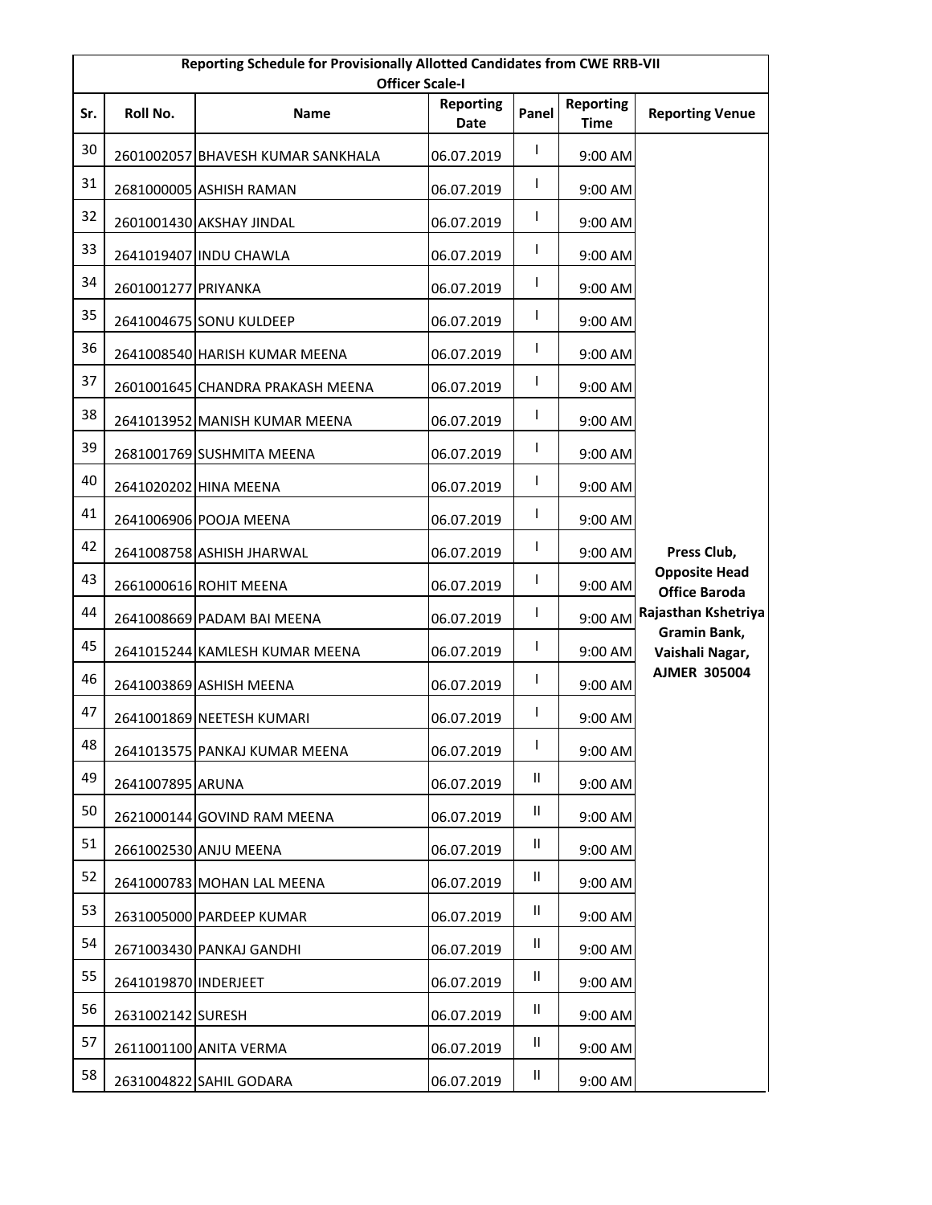| Reporting Schedule for Provisionally Allotted Candidates from CWE RRB-VII Officer Scale-I | | | | | | |
|---|---|---|---|---|---|---|
| Sr. | Roll No. | Name | Reporting Date | Panel | Reporting Time | Reporting Venue |
| 30 | 2601002057 | BHAVESH KUMAR SANKHALA | 06.07.2019 | I | 9:00 AM | Press Club, Opposite Head Office Baroda Rajasthan Kshetriya Gramin Bank, Vaishali Nagar, AJMER 305004 |
| 31 | 2681000005 | ASHISH RAMAN | 06.07.2019 | I | 9:00 AM | |
| 32 | 2601001430 | AKSHAY JINDAL | 06.07.2019 | I | 9:00 AM | |
| 33 | 2641019407 | INDU CHAWLA | 06.07.2019 | I | 9:00 AM | |
| 34 | 2601001277 | PRIYANKA | 06.07.2019 | I | 9:00 AM | |
| 35 | 2641004675 | SONU KULDEEP | 06.07.2019 | I | 9:00 AM | |
| 36 | 2641008540 | HARISH KUMAR MEENA | 06.07.2019 | I | 9:00 AM | |
| 37 | 2601001645 | CHANDRA PRAKASH MEENA | 06.07.2019 | I | 9:00 AM | |
| 38 | 2641013952 | MANISH KUMAR MEENA | 06.07.2019 | I | 9:00 AM | |
| 39 | 2681001769 | SUSHMITA MEENA | 06.07.2019 | I | 9:00 AM | |
| 40 | 2641020202 | HINA MEENA | 06.07.2019 | I | 9:00 AM | |
| 41 | 2641006906 | POOJA MEENA | 06.07.2019 | I | 9:00 AM | |
| 42 | 2641008758 | ASHISH JHARWAL | 06.07.2019 | I | 9:00 AM | |
| 43 | 2661000616 | ROHIT MEENA | 06.07.2019 | I | 9:00 AM | |
| 44 | 2641008669 | PADAM BAI MEENA | 06.07.2019 | I | 9:00 AM | |
| 45 | 2641015244 | KAMLESH KUMAR MEENA | 06.07.2019 | I | 9:00 AM | |
| 46 | 2641003869 | ASHISH MEENA | 06.07.2019 | I | 9:00 AM | |
| 47 | 2641001869 | NEETESH KUMARI | 06.07.2019 | I | 9:00 AM | |
| 48 | 2641013575 | PANKAJ KUMAR MEENA | 06.07.2019 | I | 9:00 AM | |
| 49 | 2641007895 | ARUNA | 06.07.2019 | II | 9:00 AM | |
| 50 | 2621000144 | GOVIND RAM MEENA | 06.07.2019 | II | 9:00 AM | |
| 51 | 2661002530 | ANJU MEENA | 06.07.2019 | II | 9:00 AM | |
| 52 | 2641000783 | MOHAN LAL MEENA | 06.07.2019 | II | 9:00 AM | |
| 53 | 2631005000 | PARDEEP KUMAR | 06.07.2019 | II | 9:00 AM | |
| 54 | 2671003430 | PANKAJ GANDHI | 06.07.2019 | II | 9:00 AM | |
| 55 | 2641019870 | INDERJEET | 06.07.2019 | II | 9:00 AM | |
| 56 | 2631002142 | SURESH | 06.07.2019 | II | 9:00 AM | |
| 57 | 2611001100 | ANITA VERMA | 06.07.2019 | II | 9:00 AM | |
| 58 | 2631004822 | SAHIL GODARA | 06.07.2019 | II | 9:00 AM | |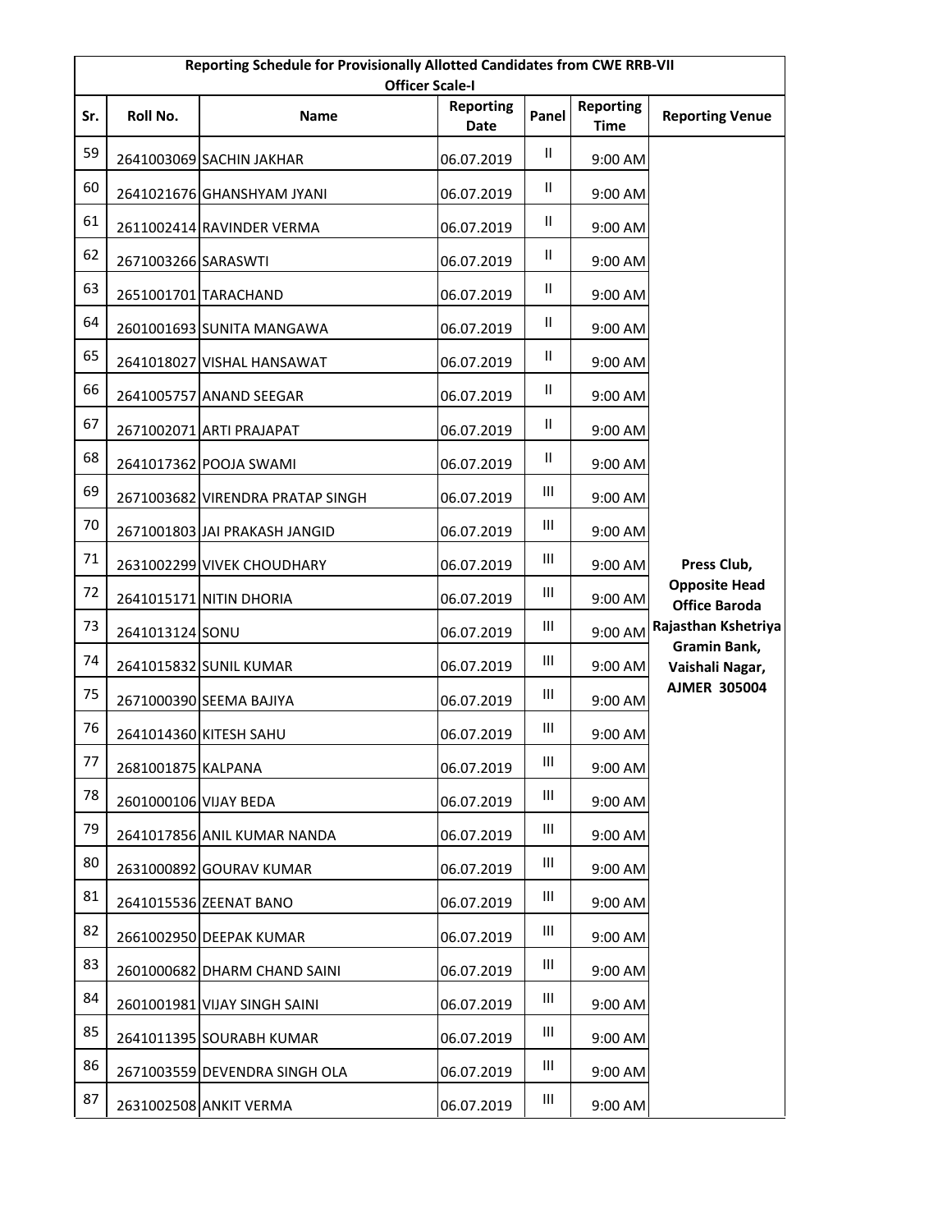| Reporting Schedule for Provisionally Allotted Candidates from CWE RRB-VII Officer Scale-I | | | | | | |
|---|---|---|---|---|---|---|
| Sr. | Roll No. | Name | Reporting Date | Panel | Reporting Time | Reporting Venue |
| 59 | 2641003069 | SACHIN JAKHAR | 06.07.2019 | II | 9:00 AM | Press Club, Opposite Head Office Baroda Rajasthan Kshetriya Gramin Bank, Vaishali Nagar, AJMER 305004 |
| 60 | 2641021676 | GHANSHYAM JYANI | 06.07.2019 | II | 9:00 AM | |
| 61 | 2611002414 | RAVINDER VERMA | 06.07.2019 | II | 9:00 AM | |
| 62 | 2671003266 | SARASWTI | 06.07.2019 | II | 9:00 AM | |
| 63 | 2651001701 | TARACHAND | 06.07.2019 | II | 9:00 AM | |
| 64 | 2601001693 | SUNITA MANGAWA | 06.07.2019 | II | 9:00 AM | |
| 65 | 2641018027 | VISHAL HANSAWAT | 06.07.2019 | II | 9:00 AM | |
| 66 | 2641005757 | ANAND SEEGAR | 06.07.2019 | II | 9:00 AM | |
| 67 | 2671002071 | ARTI PRAJAPAT | 06.07.2019 | II | 9:00 AM | |
| 68 | 2641017362 | POOJA SWAMI | 06.07.2019 | II | 9:00 AM | |
| 69 | 2671003682 | VIRENDRA PRATAP SINGH | 06.07.2019 | III | 9:00 AM | |
| 70 | 2671001803 | JAI PRAKASH JANGID | 06.07.2019 | III | 9:00 AM | |
| 71 | 2631002299 | VIVEK CHOUDHARY | 06.07.2019 | III | 9:00 AM | |
| 72 | 2641015171 | NITIN DHORIA | 06.07.2019 | III | 9:00 AM | |
| 73 | 2641013124 | SONU | 06.07.2019 | III | 9:00 AM | |
| 74 | 2641015832 | SUNIL KUMAR | 06.07.2019 | III | 9:00 AM | |
| 75 | 2671000390 | SEEMA BAJIYA | 06.07.2019 | III | 9:00 AM | |
| 76 | 2641014360 | KITESH SAHU | 06.07.2019 | III | 9:00 AM | |
| 77 | 2681001875 | KALPANA | 06.07.2019 | III | 9:00 AM | |
| 78 | 2601000106 | VIJAY BEDA | 06.07.2019 | III | 9:00 AM | |
| 79 | 2641017856 | ANIL KUMAR NANDA | 06.07.2019 | III | 9:00 AM | |
| 80 | 2631000892 | GOURAV KUMAR | 06.07.2019 | III | 9:00 AM | |
| 81 | 2641015536 | ZEENAT BANO | 06.07.2019 | III | 9:00 AM | |
| 82 | 2661002950 | DEEPAK KUMAR | 06.07.2019 | III | 9:00 AM | |
| 83 | 2601000682 | DHARM CHAND SAINI | 06.07.2019 | III | 9:00 AM | |
| 84 | 2601001981 | VIJAY SINGH SAINI | 06.07.2019 | III | 9:00 AM | |
| 85 | 2641011395 | SOURABH KUMAR | 06.07.2019 | III | 9:00 AM | |
| 86 | 2671003559 | DEVENDRA SINGH OLA | 06.07.2019 | III | 9:00 AM | |
| 87 | 2631002508 | ANKIT VERMA | 06.07.2019 | III | 9:00 AM | |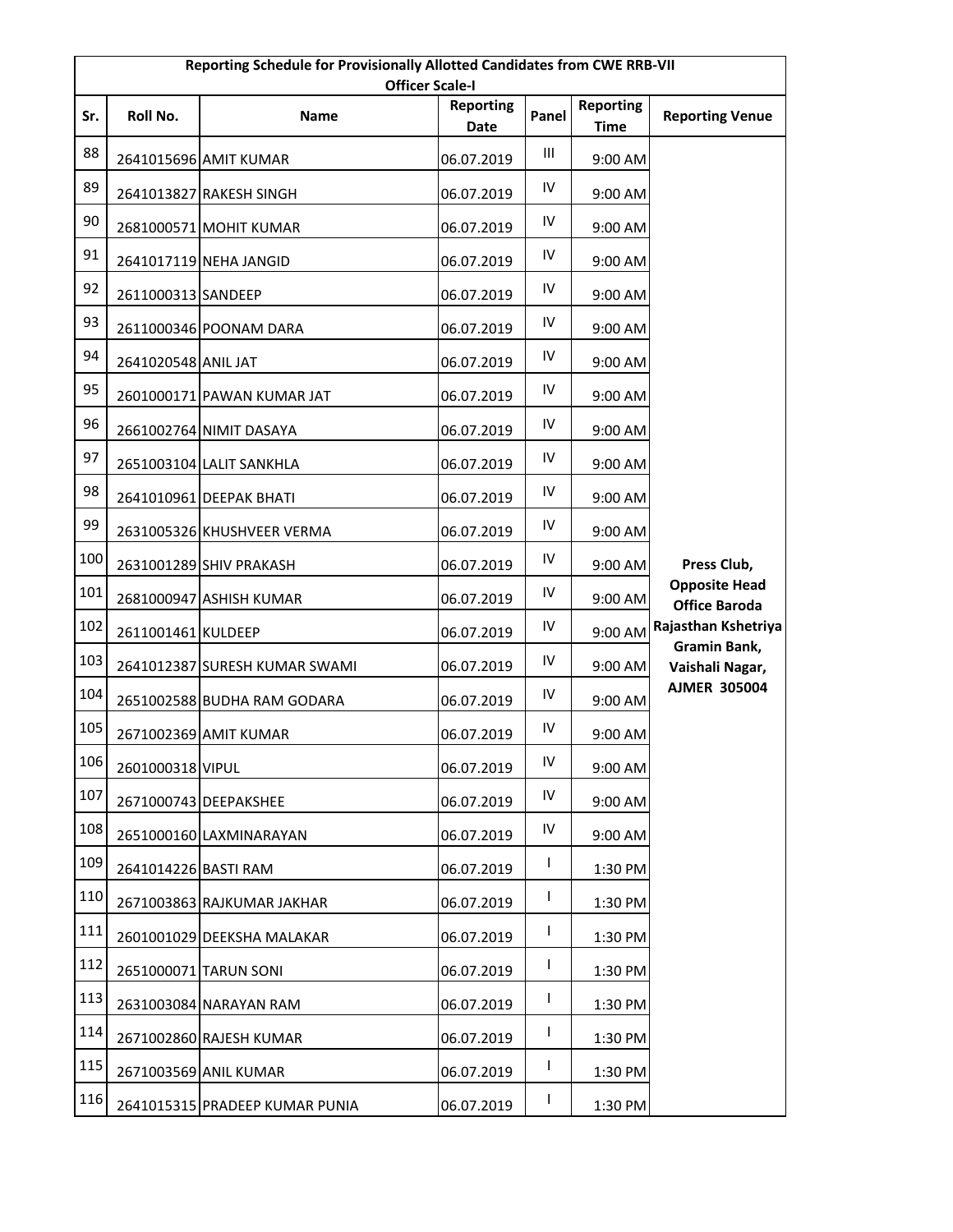| Reporting Schedule for Provisionally Allotted Candidates from CWE RRB-VII Officer Scale-I | | | | | | |
|---|---|---|---|---|---|---|
| Sr. | Roll No. | Name | Reporting Date | Panel | Reporting Time | Reporting Venue |
| 88 | 2641015696 | AMIT KUMAR | 06.07.2019 | III | 9:00 AM | Press Club, Opposite Head Office Baroda Rajasthan Kshetriya Gramin Bank, Vaishali Nagar, AJMER 305004 |
| 89 | 2641013827 | RAKESH SINGH | 06.07.2019 | IV | 9:00 AM | |
| 90 | 2681000571 | MOHIT KUMAR | 06.07.2019 | IV | 9:00 AM | |
| 91 | 2641017119 | NEHA JANGID | 06.07.2019 | IV | 9:00 AM | |
| 92 | 2611000313 | SANDEEP | 06.07.2019 | IV | 9:00 AM | |
| 93 | 2611000346 | POONAM DARA | 06.07.2019 | IV | 9:00 AM | |
| 94 | 2641020548 | ANIL JAT | 06.07.2019 | IV | 9:00 AM | |
| 95 | 2601000171 | PAWAN KUMAR JAT | 06.07.2019 | IV | 9:00 AM | |
| 96 | 2661002764 | NIMIT DASAYA | 06.07.2019 | IV | 9:00 AM | |
| 97 | 2651003104 | LALIT SANKHLA | 06.07.2019 | IV | 9:00 AM | |
| 98 | 2641010961 | DEEPAK BHATI | 06.07.2019 | IV | 9:00 AM | |
| 99 | 2631005326 | KHUSHVEER VERMA | 06.07.2019 | IV | 9:00 AM | |
| 100 | 2631001289 | SHIV PRAKASH | 06.07.2019 | IV | 9:00 AM | |
| 101 | 2681000947 | ASHISH KUMAR | 06.07.2019 | IV | 9:00 AM | |
| 102 | 2611001461 | KULDEEP | 06.07.2019 | IV | 9:00 AM | |
| 103 | 2641012387 | SURESH KUMAR SWAMI | 06.07.2019 | IV | 9:00 AM | |
| 104 | 2651002588 | BUDHA RAM GODARA | 06.07.2019 | IV | 9:00 AM | |
| 105 | 2671002369 | AMIT KUMAR | 06.07.2019 | IV | 9:00 AM | |
| 106 | 2601000318 | VIPUL | 06.07.2019 | IV | 9:00 AM | |
| 107 | 2671000743 | DEEPAKSHEE | 06.07.2019 | IV | 9:00 AM | |
| 108 | 2651000160 | LAXMINARAYAN | 06.07.2019 | IV | 9:00 AM | |
| 109 | 2641014226 | BASTI RAM | 06.07.2019 | I | 1:30 PM | |
| 110 | 2671003863 | RAJKUMAR JAKHAR | 06.07.2019 | I | 1:30 PM | |
| 111 | 2601001029 | DEEKSHA MALAKAR | 06.07.2019 | I | 1:30 PM | |
| 112 | 2651000071 | TARUN SONI | 06.07.2019 | I | 1:30 PM | |
| 113 | 2631003084 | NARAYAN RAM | 06.07.2019 | I | 1:30 PM | |
| 114 | 2671002860 | RAJESH KUMAR | 06.07.2019 | I | 1:30 PM | |
| 115 | 2671003569 | ANIL KUMAR | 06.07.2019 | I | 1:30 PM | |
| 116 | 2641015315 | PRADEEP KUMAR PUNIA | 06.07.2019 | I | 1:30 PM | |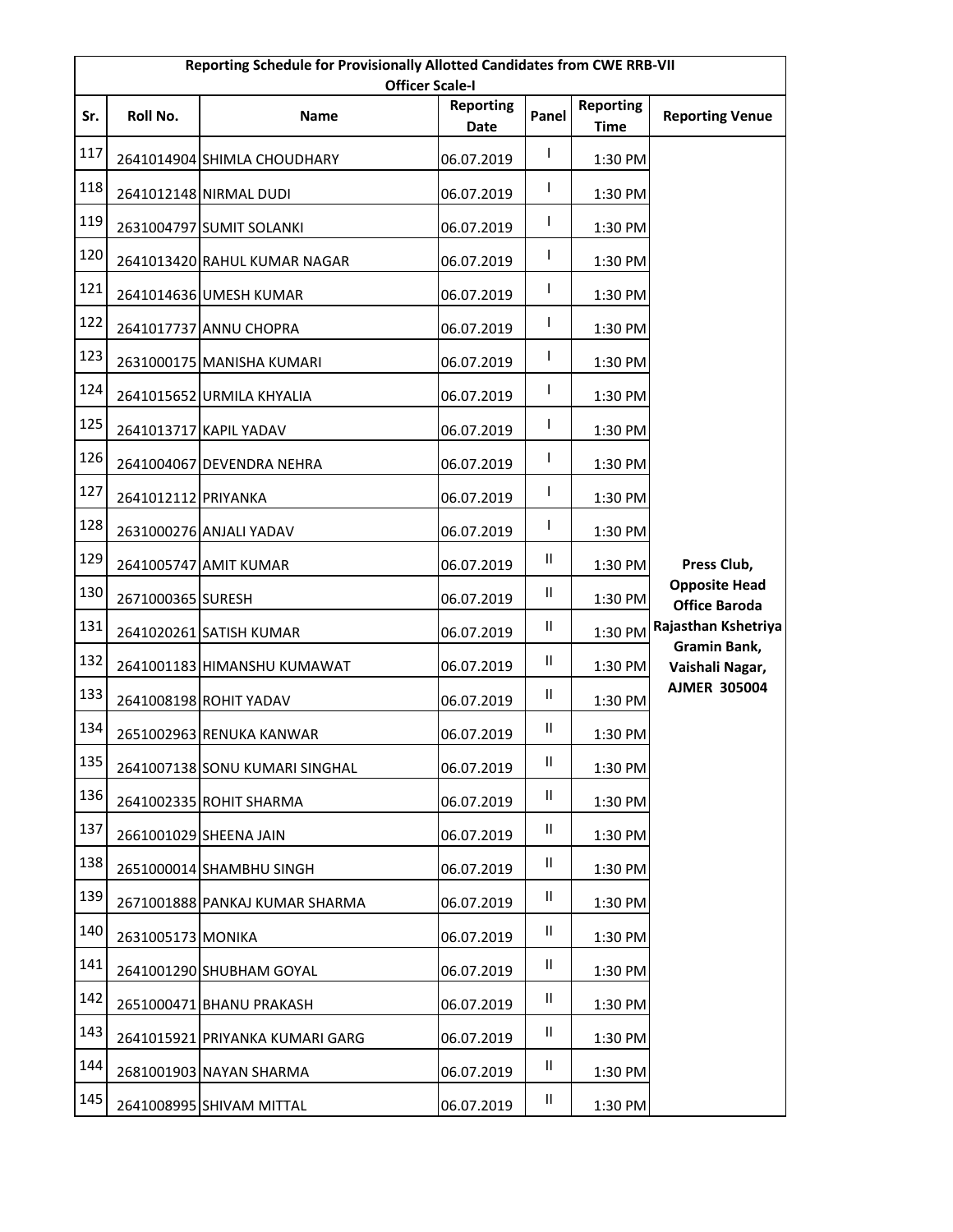| Reporting Schedule for Provisionally Allotted Candidates from CWE RRB-VII Officer Scale-I | | | | | | |
|---|---|---|---|---|---|---|
| Sr. | Roll No. | Name | Reporting Date | Panel | Reporting Time | Reporting Venue |
| 117 | 2641014904 | SHIMLA CHOUDHARY | 06.07.2019 | I | 1:30 PM | Press Club, Opposite Head Office Baroda Rajasthan Kshetriya Gramin Bank, Vaishali Nagar, AJMER 305004 |
| 118 | 2641012148 | NIRMAL DUDI | 06.07.2019 | I | 1:30 PM | |
| 119 | 2631004797 | SUMIT SOLANKI | 06.07.2019 | I | 1:30 PM | |
| 120 | 2641013420 | RAHUL KUMAR NAGAR | 06.07.2019 | I | 1:30 PM | |
| 121 | 2641014636 | UMESH KUMAR | 06.07.2019 | I | 1:30 PM | |
| 122 | 2641017737 | ANNU CHOPRA | 06.07.2019 | I | 1:30 PM | |
| 123 | 2631000175 | MANISHA KUMARI | 06.07.2019 | I | 1:30 PM | |
| 124 | 2641015652 | URMILA KHYALIA | 06.07.2019 | I | 1:30 PM | |
| 125 | 2641013717 | KAPIL YADAV | 06.07.2019 | I | 1:30 PM | |
| 126 | 2641004067 | DEVENDRA NEHRA | 06.07.2019 | I | 1:30 PM | |
| 127 | 2641012112 | PRIYANKA | 06.07.2019 | I | 1:30 PM | |
| 128 | 2631000276 | ANJALI YADAV | 06.07.2019 | I | 1:30 PM | |
| 129 | 2641005747 | AMIT KUMAR | 06.07.2019 | II | 1:30 PM | |
| 130 | 2671000365 | SURESH | 06.07.2019 | II | 1:30 PM | |
| 131 | 2641020261 | SATISH KUMAR | 06.07.2019 | II | 1:30 PM | |
| 132 | 2641001183 | HIMANSHU KUMAWAT | 06.07.2019 | II | 1:30 PM | |
| 133 | 2641008198 | ROHIT YADAV | 06.07.2019 | II | 1:30 PM | |
| 134 | 2651002963 | RENUKA KANWAR | 06.07.2019 | II | 1:30 PM | |
| 135 | 2641007138 | SONU KUMARI SINGHAL | 06.07.2019 | II | 1:30 PM | |
| 136 | 2641002335 | ROHIT SHARMA | 06.07.2019 | II | 1:30 PM | |
| 137 | 2661001029 | SHEENA JAIN | 06.07.2019 | II | 1:30 PM | |
| 138 | 2651000014 | SHAMBHU SINGH | 06.07.2019 | II | 1:30 PM | |
| 139 | 2671001888 | PANKAJ KUMAR SHARMA | 06.07.2019 | II | 1:30 PM | |
| 140 | 2631005173 | MONIKA | 06.07.2019 | II | 1:30 PM | |
| 141 | 2641001290 | SHUBHAM GOYAL | 06.07.2019 | II | 1:30 PM | |
| 142 | 2651000471 | BHANU PRAKASH | 06.07.2019 | II | 1:30 PM | |
| 143 | 2641015921 | PRIYANKA KUMARI GARG | 06.07.2019 | II | 1:30 PM | |
| 144 | 2681001903 | NAYAN SHARMA | 06.07.2019 | II | 1:30 PM | |
| 145 | 2641008995 | SHIVAM MITTAL | 06.07.2019 | II | 1:30 PM | |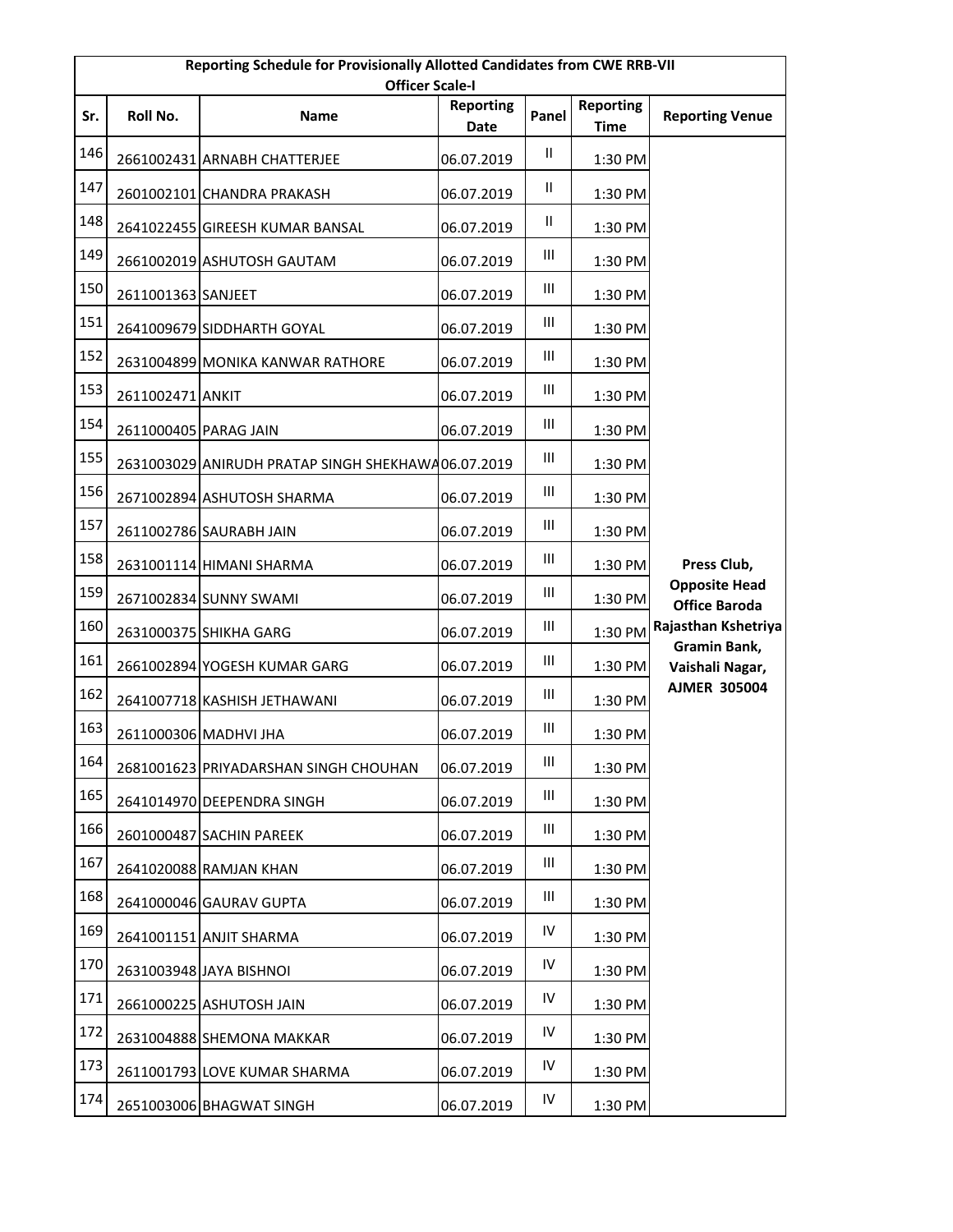| Reporting Schedule for Provisionally Allotted Candidates from CWE RRB-VII Officer Scale-I | | | | | | |
|---|---|---|---|---|---|---|
| Sr. | Roll No. | Name | Reporting Date | Panel | Reporting Time | Reporting Venue |
| 146 | 2661002431 | ARNABH CHATTERJEE | 06.07.2019 | II | 1:30 PM | Press Club, Opposite Head Office Baroda Rajasthan Kshetriya Gramin Bank, Vaishali Nagar, AJMER 305004 |
| 147 | 2601002101 | CHANDRA PRAKASH | 06.07.2019 | II | 1:30 PM | |
| 148 | 2641022455 | GIREESH KUMAR BANSAL | 06.07.2019 | II | 1:30 PM | |
| 149 | 2661002019 | ASHUTOSH GAUTAM | 06.07.2019 | III | 1:30 PM | |
| 150 | 2611001363 | SANJEET | 06.07.2019 | III | 1:30 PM | |
| 151 | 2641009679 | SIDDHARTH GOYAL | 06.07.2019 | III | 1:30 PM | |
| 152 | 2631004899 | MONIKA KANWAR RATHORE | 06.07.2019 | III | 1:30 PM | |
| 153 | 2611002471 | ANKIT | 06.07.2019 | III | 1:30 PM | |
| 154 | 2611000405 | PARAG JAIN | 06.07.2019 | III | 1:30 PM | |
| 155 | 2631003029 | ANIRUDH PRATAP SINGH SHEKHAWA | 06.07.2019 | III | 1:30 PM | |
| 156 | 2671002894 | ASHUTOSH SHARMA | 06.07.2019 | III | 1:30 PM | |
| 157 | 2611002786 | SAURABH JAIN | 06.07.2019 | III | 1:30 PM | |
| 158 | 2631001114 | HIMANI SHARMA | 06.07.2019 | III | 1:30 PM | |
| 159 | 2671002834 | SUNNY SWAMI | 06.07.2019 | III | 1:30 PM | |
| 160 | 2631000375 | SHIKHA GARG | 06.07.2019 | III | 1:30 PM | |
| 161 | 2661002894 | YOGESH KUMAR GARG | 06.07.2019 | III | 1:30 PM | |
| 162 | 2641007718 | KASHISH JETHAWANI | 06.07.2019 | III | 1:30 PM | |
| 163 | 2611000306 | MADHVI JHA | 06.07.2019 | III | 1:30 PM | |
| 164 | 2681001623 | PRIYADARSHAN SINGH CHOUHAN | 06.07.2019 | III | 1:30 PM | |
| 165 | 2641014970 | DEEPENDRA SINGH | 06.07.2019 | III | 1:30 PM | |
| 166 | 2601000487 | SACHIN PAREEK | 06.07.2019 | III | 1:30 PM | |
| 167 | 2641020088 | RAMJAN KHAN | 06.07.2019 | III | 1:30 PM | |
| 168 | 2641000046 | GAURAV GUPTA | 06.07.2019 | III | 1:30 PM | |
| 169 | 2641001151 | ANJIT SHARMA | 06.07.2019 | IV | 1:30 PM | |
| 170 | 2631003948 | JAYA BISHNOI | 06.07.2019 | IV | 1:30 PM | |
| 171 | 2661000225 | ASHUTOSH JAIN | 06.07.2019 | IV | 1:30 PM | |
| 172 | 2631004888 | SHEMONA MAKKAR | 06.07.2019 | IV | 1:30 PM | |
| 173 | 2611001793 | LOVE KUMAR SHARMA | 06.07.2019 | IV | 1:30 PM | |
| 174 | 2651003006 | BHAGWAT SINGH | 06.07.2019 | IV | 1:30 PM | |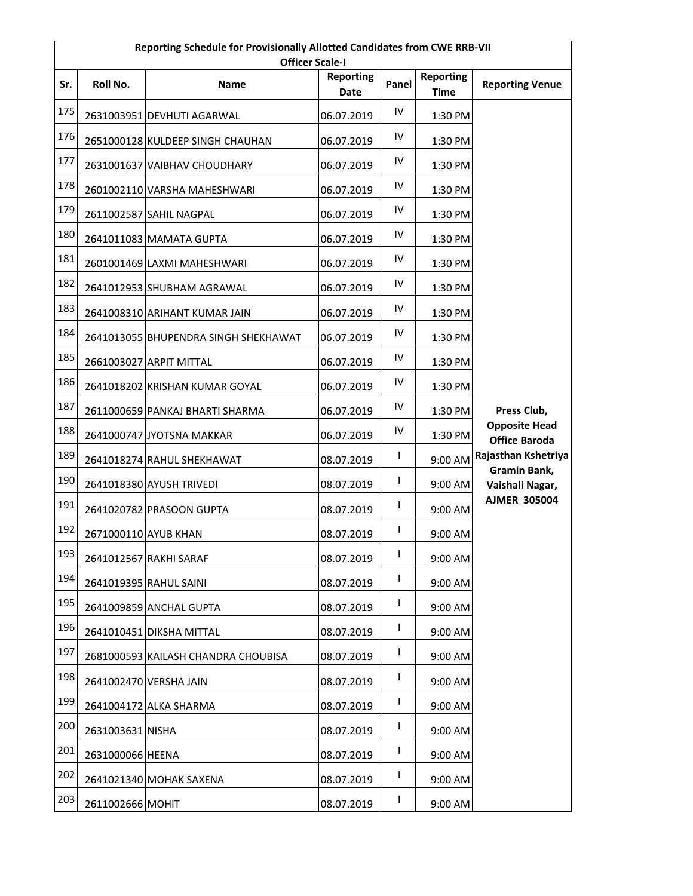| Reporting Schedule for Provisionally Allotted Candidates from CWE RRB-VII Officer Scale-I | | | | | | |
|---|---|---|---|---|---|---|
| Sr. | Roll No. | Name | Reporting Date | Panel | Reporting Time | Reporting Venue |
| 175 | 2631003951 | DEVHUTI AGARWAL | 06.07.2019 | IV | 1:30 PM | Press Club, Opposite Head Office Baroda Rajasthan Kshetriya Gramin Bank, Vaishali Nagar, AJMER 305004 |
| 176 | 2651000128 | KULDEEP SINGH CHAUHAN | 06.07.2019 | IV | 1:30 PM | |
| 177 | 2631001637 | VAIBHAV CHOUDHARY | 06.07.2019 | IV | 1:30 PM | |
| 178 | 2601002110 | VARSHA MAHESHWARI | 06.07.2019 | IV | 1:30 PM | |
| 179 | 2611002587 | SAHIL NAGPAL | 06.07.2019 | IV | 1:30 PM | |
| 180 | 2641011083 | MAMATA GUPTA | 06.07.2019 | IV | 1:30 PM | |
| 181 | 2601001469 | LAXMI MAHESHWARI | 06.07.2019 | IV | 1:30 PM | |
| 182 | 2641012953 | SHUBHAM AGRAWAL | 06.07.2019 | IV | 1:30 PM | |
| 183 | 2641008310 | ARIHANT KUMAR JAIN | 06.07.2019 | IV | 1:30 PM | |
| 184 | 2641013055 | BHUPENDRA SINGH SHEKHAWAT | 06.07.2019 | IV | 1:30 PM | |
| 185 | 2661003027 | ARPIT MITTAL | 06.07.2019 | IV | 1:30 PM | |
| 186 | 2641018202 | KRISHAN KUMAR GOYAL | 06.07.2019 | IV | 1:30 PM | |
| 187 | 2611000659 | PANKAJ BHARTI SHARMA | 06.07.2019 | IV | 1:30 PM | |
| 188 | 2641000747 | JYOTSNA MAKKAR | 06.07.2019 | IV | 1:30 PM | |
| 189 | 2641018274 | RAHUL SHEKHAWAT | 08.07.2019 | I | 9:00 AM | |
| 190 | 2641018380 | AYUSH TRIVEDI | 08.07.2019 | I | 9:00 AM | |
| 191 | 2641020782 | PRASOON GUPTA | 08.07.2019 | I | 9:00 AM | |
| 192 | 2671000110 | AYUB KHAN | 08.07.2019 | I | 9:00 AM | |
| 193 | 2641012567 | RAKHI SARAF | 08.07.2019 | I | 9:00 AM | |
| 194 | 2641019395 | RAHUL SAINI | 08.07.2019 | I | 9:00 AM | |
| 195 | 2641009859 | ANCHAL GUPTA | 08.07.2019 | I | 9:00 AM | |
| 196 | 2641010451 | DIKSHA MITTAL | 08.07.2019 | I | 9:00 AM | |
| 197 | 2681000593 | KAILASH CHANDRA CHOUBISA | 08.07.2019 | I | 9:00 AM | |
| 198 | 2641002470 | VERSHA JAIN | 08.07.2019 | I | 9:00 AM | |
| 199 | 2641004172 | ALKA SHARMA | 08.07.2019 | I | 9:00 AM | |
| 200 | 2631003631 | NISHA | 08.07.2019 | I | 9:00 AM | |
| 201 | 2631000066 | HEENA | 08.07.2019 | I | 9:00 AM | |
| 202 | 2641021340 | MOHAK SAXENA | 08.07.2019 | I | 9:00 AM | |
| 203 | 2611002666 | MOHIT | 08.07.2019 | I | 9:00 AM | |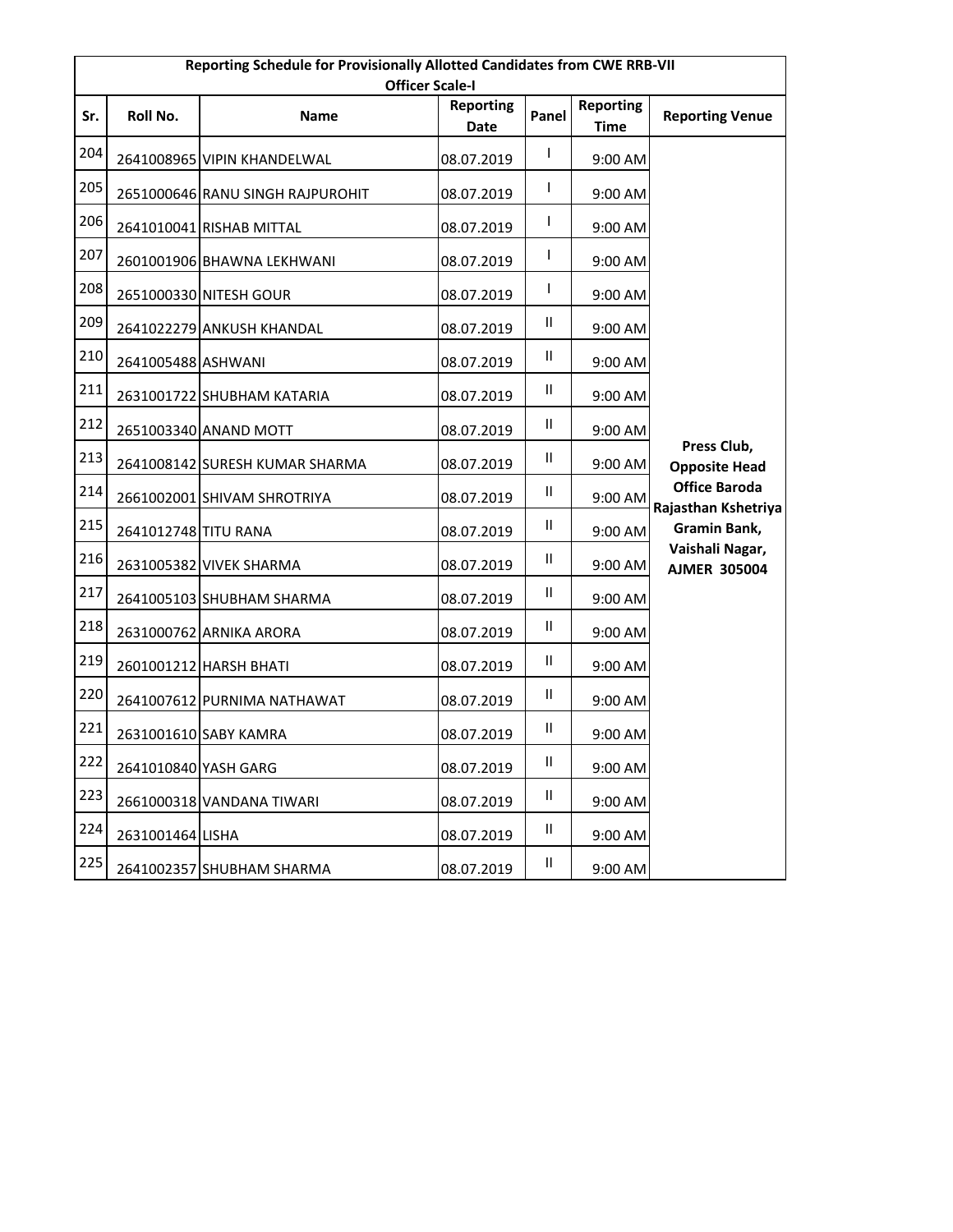| Reporting Schedule for Provisionally Allotted Candidates from CWE RRB-VII Officer Scale-I | | | | | | |
|---|---|---|---|---|---|---|
| Sr. | Roll No. | Name | Reporting Date | Panel | Reporting Time | Reporting Venue |
| 204 | 2641008965 | VIPIN KHANDELWAL | 08.07.2019 | I | 9:00 AM | Press Club, Opposite Head Office Baroda Rajasthan Kshetriya Gramin Bank, Vaishali Nagar, AJMER 305004 |
| 205 | 2651000646 | RANU SINGH RAJPUROHIT | 08.07.2019 | I | 9:00 AM | |
| 206 | 2641010041 | RISHAB MITTAL | 08.07.2019 | I | 9:00 AM | |
| 207 | 2601001906 | BHAWNA LEKHWANI | 08.07.2019 | I | 9:00 AM | |
| 208 | 2651000330 | NITESH GOUR | 08.07.2019 | I | 9:00 AM | |
| 209 | 2641022279 | ANKUSH KHANDAL | 08.07.2019 | II | 9:00 AM | |
| 210 | 2641005488 | ASHWANI | 08.07.2019 | II | 9:00 AM | |
| 211 | 2631001722 | SHUBHAM KATARIA | 08.07.2019 | II | 9:00 AM | |
| 212 | 2651003340 | ANAND MOTT | 08.07.2019 | II | 9:00 AM | |
| 213 | 2641008142 | SURESH KUMAR SHARMA | 08.07.2019 | II | 9:00 AM | |
| 214 | 2661002001 | SHIVAM SHROTRIYA | 08.07.2019 | II | 9:00 AM | |
| 215 | 2641012748 | TITU RANA | 08.07.2019 | II | 9:00 AM | |
| 216 | 2631005382 | VIVEK SHARMA | 08.07.2019 | II | 9:00 AM | |
| 217 | 2641005103 | SHUBHAM SHARMA | 08.07.2019 | II | 9:00 AM | |
| 218 | 2631000762 | ARNIKA ARORA | 08.07.2019 | II | 9:00 AM | |
| 219 | 2601001212 | HARSH BHATI | 08.07.2019 | II | 9:00 AM | |
| 220 | 2641007612 | PURNIMA NATHAWAT | 08.07.2019 | II | 9:00 AM | |
| 221 | 2631001610 | SABY KAMRA | 08.07.2019 | II | 9:00 AM | |
| 222 | 2641010840 | YASH GARG | 08.07.2019 | II | 9:00 AM | |
| 223 | 2661000318 | VANDANA TIWARI | 08.07.2019 | II | 9:00 AM | |
| 224 | 2631001464 | LISHA | 08.07.2019 | II | 9:00 AM | |
| 225 | 2641002357 | SHUBHAM SHARMA | 08.07.2019 | II | 9:00 AM | |